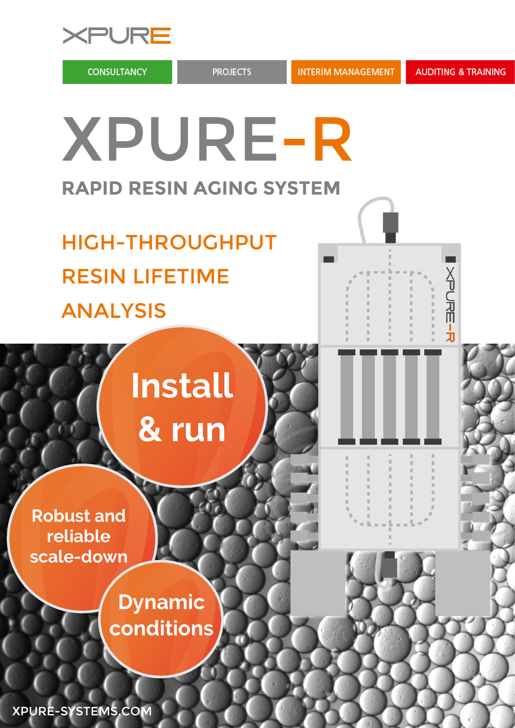XPURE

CONSULTANCY | PROJECTS | INTERIM MANAGEMENT | AUDITING & TRAINING

# XPURE-R

## RAPID RESIN AGING SYSTEM

## HIGH-THROUGHPUT RESIN LIFETIME ANALYSIS

**Install & run**

**Robust and reliable scale-down**

**Dynamic conditions**

XPURE-SYSTEMS.COM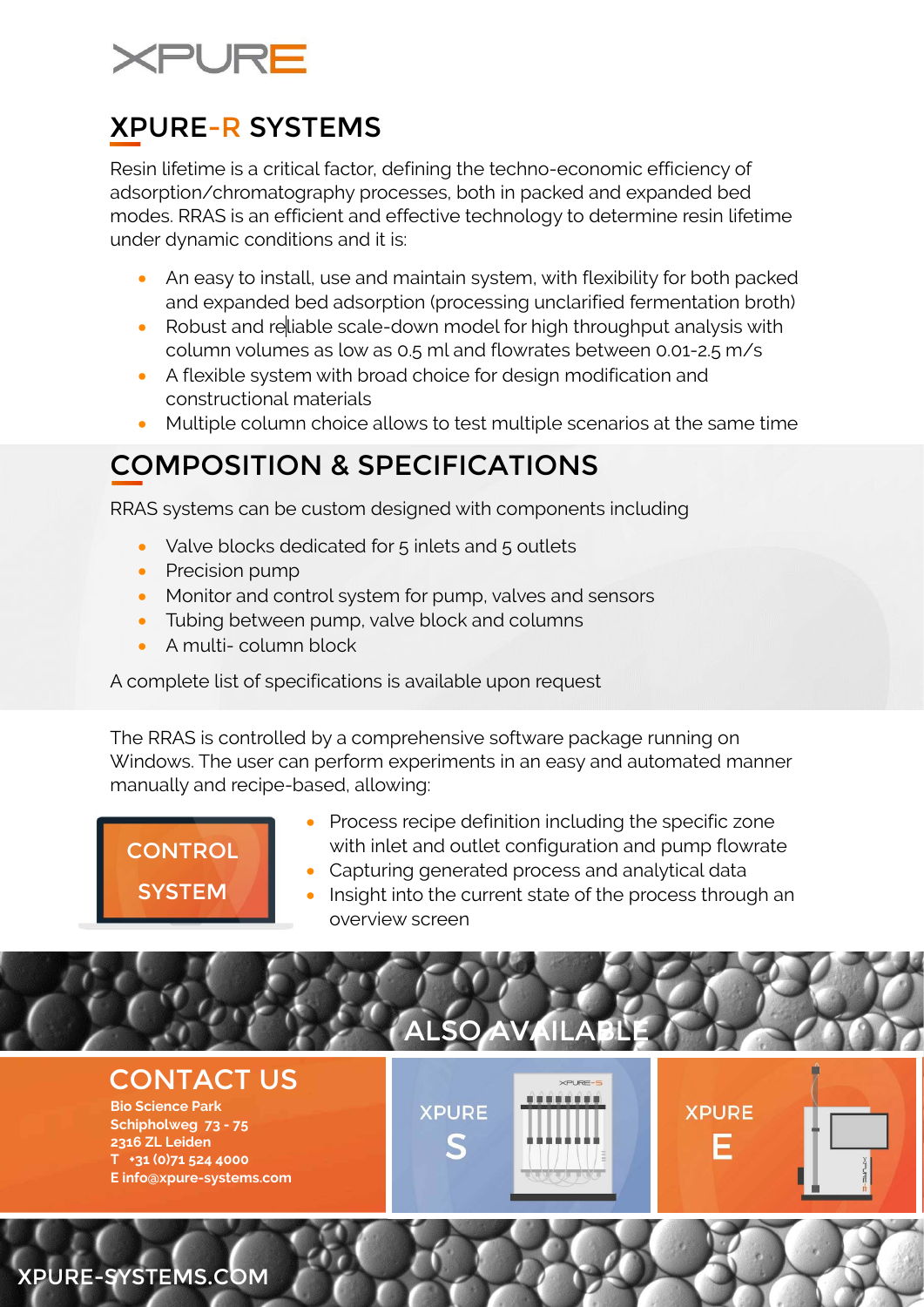XPURE

# XPURE-R SYSTEMS

Resin lifetime is a critical factor, defining the techno-economic efficiency of adsorption/chromatography processes, both in packed and expanded bed modes. RRAS is an efficient and effective technology to determine resin lifetime under dynamic conditions and it is:

- An easy to install, use and maintain system, with flexibility for both packed and expanded bed adsorption (processing unclarified fermentation broth)
- Robust and reliable scale-down model for high throughput analysis with column volumes as low as 0.5 ml and flowrates between 0.01-2.5 m/s
- A flexible system with broad choice for design modification and constructional materials
- Multiple column choice allows to test multiple scenarios at the same time

# COMPOSITION & SPECIFICATIONS

RRAS systems can be custom designed with components including

- Valve blocks dedicated for 5 inlets and 5 outlets
- Precision pump
- Monitor and control system for pump, valves and sensors
- Tubing between pump, valve block and columns
- A multi- column block

A complete list of specifications is available upon request

The RRAS is controlled by a comprehensive software package running on Windows. The user can perform experiments in an easy and automated manner manually and recipe-based, allowing:

CONTROL SYSTEM

- Process recipe definition including the specific zone with inlet and outlet configuration and pump flowrate
- Capturing generated process and analytical data
- Insight into the current state of the process through an overview screen

ALSO AVAILABLE

## CONTACT US

**Bio Science Park**
**Schipholweg 73 - 75**
**2316 ZL Leiden**
**T +31 (0)71 524 4000**
**E info@xpure-systems.com**

XPURE S

XPURE E

XPURE-SYSTEMS.COM